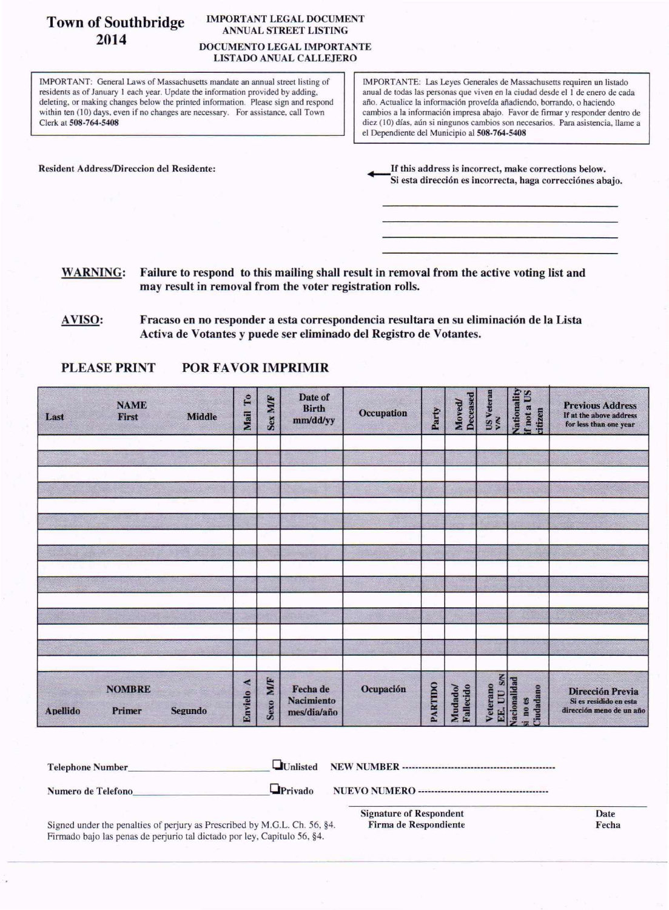# Town of Southbridge 2014

**IMPORTANT LEGAL DOCUMENT**
**ANNUAL STREET LISTING**

**DOCUMENTO LEGAL IMPORTANTE**
**LISTADO ANUAL CALLEJERO**

IMPORTANT: General Laws of Massachusetts mandate an annual street listing of residents as of January 1 each year. Update the information provided by adding, deleting, or making changes below the printed information. Please sign and respond within ten (10) days, even if no changes are necessary. For assistance, call Town Clerk at **508-764-5408**

IMPORTANTE: Las Leyes Generales de Massachusetts requieren un listado anual de todas las personas que viven en la ciudad desde el 1 de enero de cada año. Actualice la información proveída añadiendo, borrando, o haciendo cambios a la información impresa abajo. Favor de firmar y responder dentro de diez (10) días, aún si ningunos cambios son necesarios. Para asistencia, llame a el Dependiente del Municipio al **508-764-5408**

**Resident Address/Direccion del Residente:**

**If this address is incorrect, make corrections below.**
**Si esta dirección es incorrecta, haga correcciónes abajo.**

\_\_\_\_\_\_\_\_\_\_\_\_\_\_\_\_\_\_\_\_\_\_\_\_\_\_\_\_\_\_\_\_\_\_\_\_

\_\_\_\_\_\_\_\_\_\_\_\_\_\_\_\_\_\_\_\_\_\_\_\_\_\_\_\_\_\_\_\_\_\_\_\_

\_\_\_\_\_\_\_\_\_\_\_\_\_\_\_\_\_\_\_\_\_\_\_\_\_\_\_\_\_\_\_\_\_\_\_\_

\_\_\_\_\_\_\_\_\_\_\_\_\_\_\_\_\_\_\_\_\_\_\_\_\_\_\_\_\_\_\_\_\_\_\_\_

**WARNING:** **Failure to respond to this mailing shall result in removal from the active voting list and may result in removal from the voter registration rolls.**

**AVISO:** **Fracaso en no responder a esta correspondencia resultara en su eliminación de la Lista Activa de Votantes y puede ser eliminado del Registro de Votantes.**

**PLEASE PRINT POR FAVOR IMPRIMIR**

| NAME Last | First | Middle | Mail To | Sex M/F | Date of Birth mm/dd/yy | Occupation | Party | Moved/ Deceased | US Veteran Y/N | Nationality if not a US citizen | Previous Address If at the above address for less than one year |
|---|---|---|---|---|---|---|---|---|---|---|---|
| | | | | | | | | | | | |
| | | | | | | | | | | | |
| | | | | | | | | | | | |
| | | | | | | | | | | | |
| | | | | | | | | | | | |
| | | | | | | | | | | | |
| | | | | | | | | | | | |
| | | | | | | | | | | | |
| | | | | | | | | | | | |
| | | | | | | | | | | | |
| | | | | | | | | | | | |
| | | | | | | | | | | | |
| | | | | | | | | | | | |
| | | | | | | | | | | | |
| | | | | | | | | | | | |
| **NOMBRE Apellido** | **Primer** | **Segundo** | **Envielo A** | **Sexo M/F** | **Fecha de Nacimiento mes/dia/año** | **Ocupación** | **PARTIDO** | **Mudado/ Fallecido** | **Veterano EE. UU S/N** | **Nacionalidad si no es Ciudadano** | **Dirección Previa** Si es residido en esta dirección meno de un año |

Telephone Number\_\_\_\_\_\_\_\_\_\_\_\_\_\_\_\_\_\_\_\_ ☐Unlisted NEW NUMBER ---------------------------------------

Numero de Telefono\_\_\_\_\_\_\_\_\_\_\_\_\_\_\_\_\_\_\_\_ ☐Privado NUEVO NUMERO ---------------------------------------

Signed under the penalties of perjury as Prescribed by M.G.L. Ch. 56, §4.
Firmado bajo las penas de perjurio tal dictado por ley, Capitulo 56, §4.

**Signature of Respondent** **Date**
**Firma de Respondiente** **Fecha**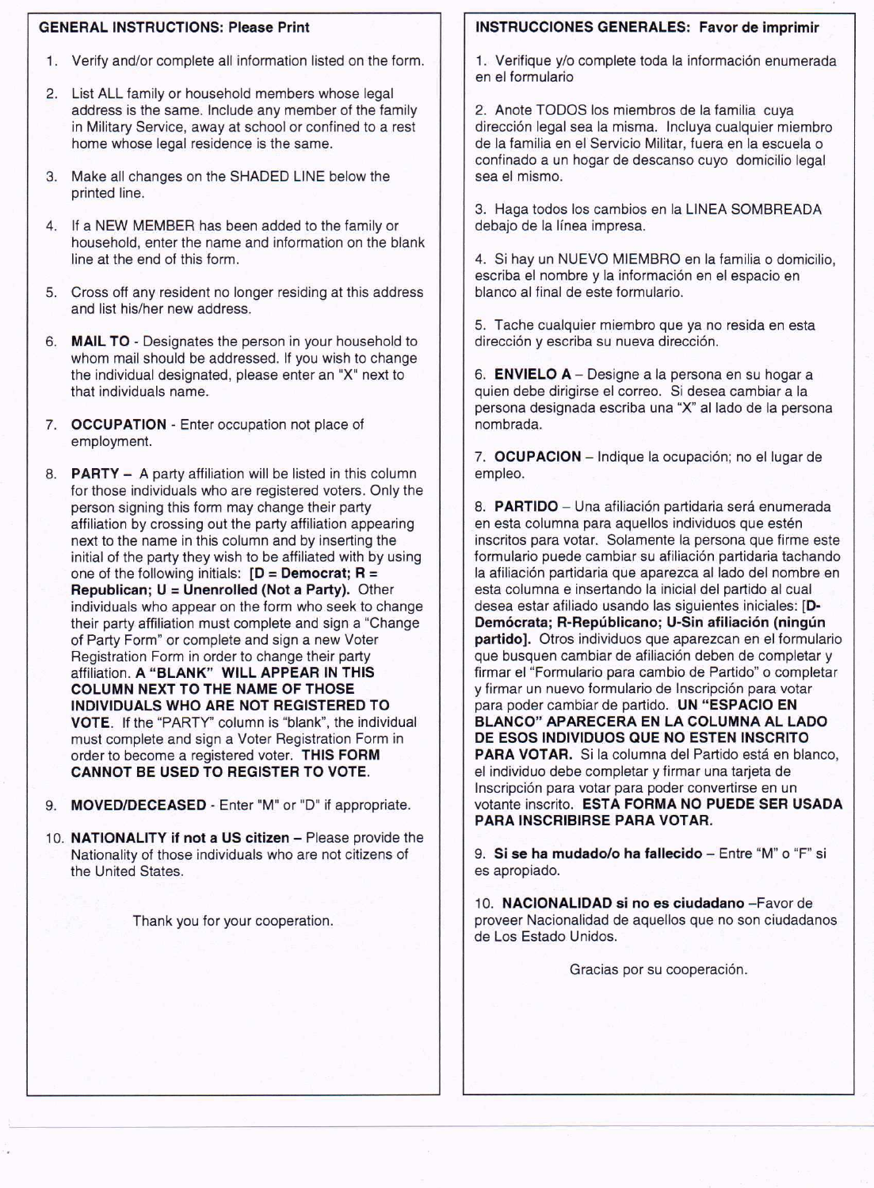## GENERAL INSTRUCTIONS: Please Print

1. Verify and/or complete all information listed on the form.
2. List ALL family or household members whose legal address is the same. Include any member of the family in Military Service, away at school or confined to a rest home whose legal residence is the same.
3. Make all changes on the SHADED LINE below the printed line.
4. If a NEW MEMBER has been added to the family or household, enter the name and information on the blank line at the end of this form.
5. Cross off any resident no longer residing at this address and list his/her new address.
6. **MAIL TO** - Designates the person in your household to whom mail should be addressed. If you wish to change the individual designated, please enter an "X" next to that individuals name.
7. **OCCUPATION** - Enter occupation not place of employment.
8. **PARTY –** A party affiliation will be listed in this column for those individuals who are registered voters. Only the person signing this form may change their party affiliation by crossing out the party affiliation appearing next to the name in this column and by inserting the initial of the party they wish to be affiliated with by using one of the following initials: **[D = Democrat; R = Republican; U = Unenrolled (Not a Party).** Other individuals who appear on the form who seek to change their party affiliation must complete and sign a "Change of Party Form" or complete and sign a new Voter Registration Form in order to change their party affiliation. **A "BLANK" WILL APPEAR IN THIS COLUMN NEXT TO THE NAME OF THOSE INDIVIDUALS WHO ARE NOT REGISTERED TO VOTE.** If the "PARTY" column is "blank", the individual must complete and sign a Voter Registration Form in order to become a registered voter. **THIS FORM CANNOT BE USED TO REGISTER TO VOTE.**
9. **MOVED/DECEASED** - Enter "M" or "D" if appropriate.
10. **NATIONALITY if not a US citizen –** Please provide the Nationality of those individuals who are not citizens of the United States.

Thank you for your cooperation.

## INSTRUCCIONES GENERALES: Favor de imprimir

1. Verifique y/o complete toda la información enumerada en el formulario
2. Anote TODOS los miembros de la familia cuya dirección legal sea la misma. Incluya cualquier miembro de la familia en el Servicio Militar, fuera en la escuela o confinado a un hogar de descanso cuyo domicilio legal sea el mismo.
3. Haga todos los cambios en la LINEA SOMBREADA debajo de la línea impresa.
4. Si hay un NUEVO MIEMBRO en la familia o domicilio, escriba el nombre y la información en el espacio en blanco al final de este formulario.
5. Tache cualquier miembro que ya no resida en esta dirección y escriba su nueva dirección.
6. **ENVIELO A** – Designe a la persona en su hogar a quien debe dirigirse el correo. Si desea cambiar a la persona designada escriba una "X" al lado de la persona nombrada.
7. **OCUPACION** – Indique la ocupación; no el lugar de empleo.
8. **PARTIDO** – Una afiliación partidaria será enumerada en esta columna para aquellos individuos que estén inscritos para votar. Solamente la persona que firme este formulario puede cambiar su afiliación partidaria tachando la afiliación partidaria que aparezca al lado del nombre en esta columna e insertando la inicial del partido al cual desea estar afiliado usando las siguientes iniciales: **[D-Demócrata; R-Repúblicano; U-Sin afiliación (ningún partido].** Otros individuos que aparezcan en el formulario que busquen cambiar de afiliación deben de completar y firmar el "Formulario para cambio de Partido" o completar y firmar un nuevo formulario de Inscripción para votar para poder cambiar de partido. **UN "ESPACIO EN BLANCO" APARECERA EN LA COLUMNA AL LADO DE ESOS INDIVIDUOS QUE NO ESTEN INSCRITO PARA VOTAR.** Si la columna del Partido está en blanco, el individuo debe completar y firmar una tarjeta de Inscripción para votar para poder convertirse en un votante inscrito. **ESTA FORMA NO PUEDE SER USADA PARA INSCRIBIRSE PARA VOTAR.**
9. **Si se ha mudado/o ha fallecido** – Entre "M" o "F" si es apropiado.
10. **NACIONALIDAD si no es ciudadano** –Favor de proveer Nacionalidad de aquellos que no son ciudadanos de Los Estado Unidos.

Gracias por su cooperación.